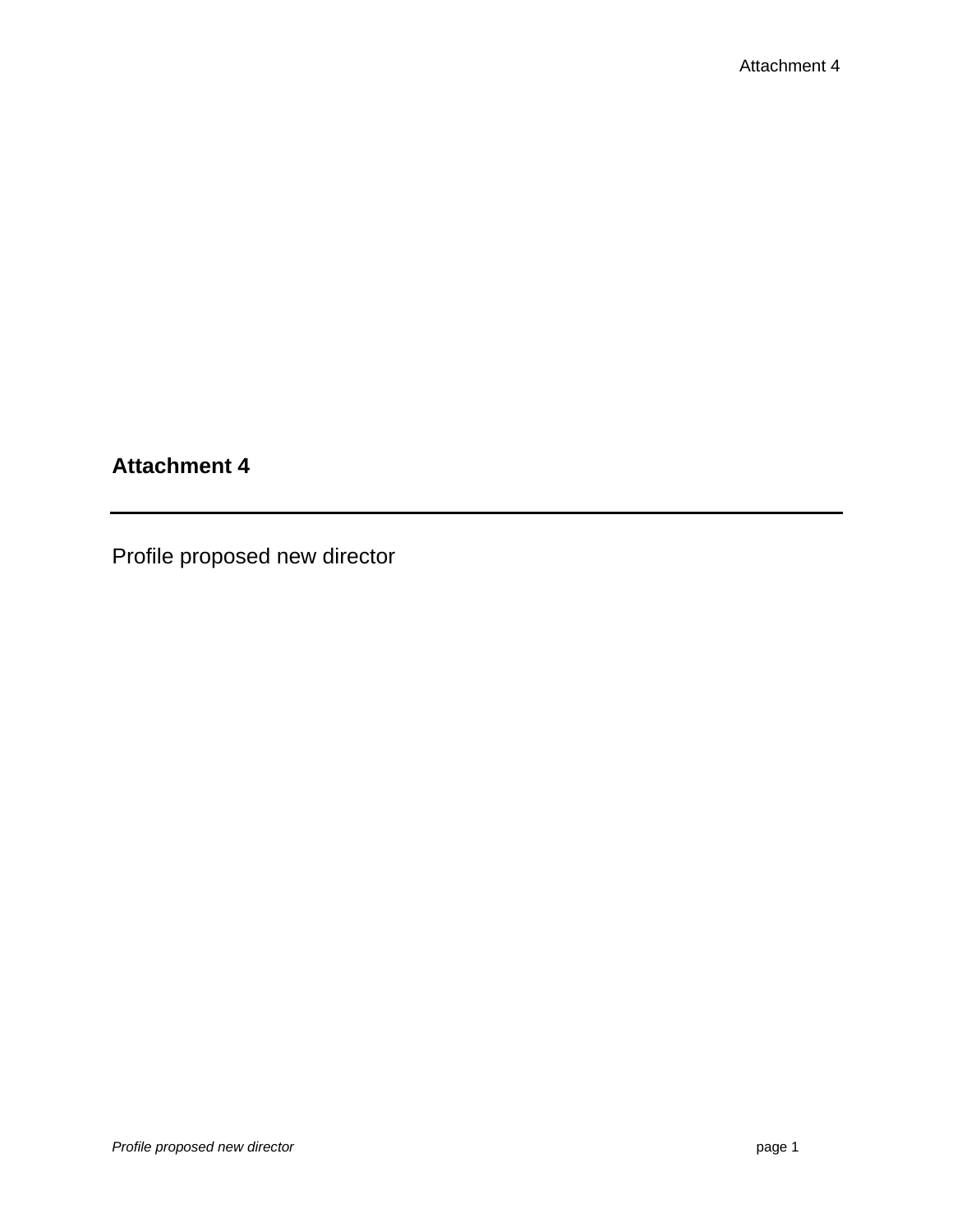# Attachment 4

---

Profile proposed new director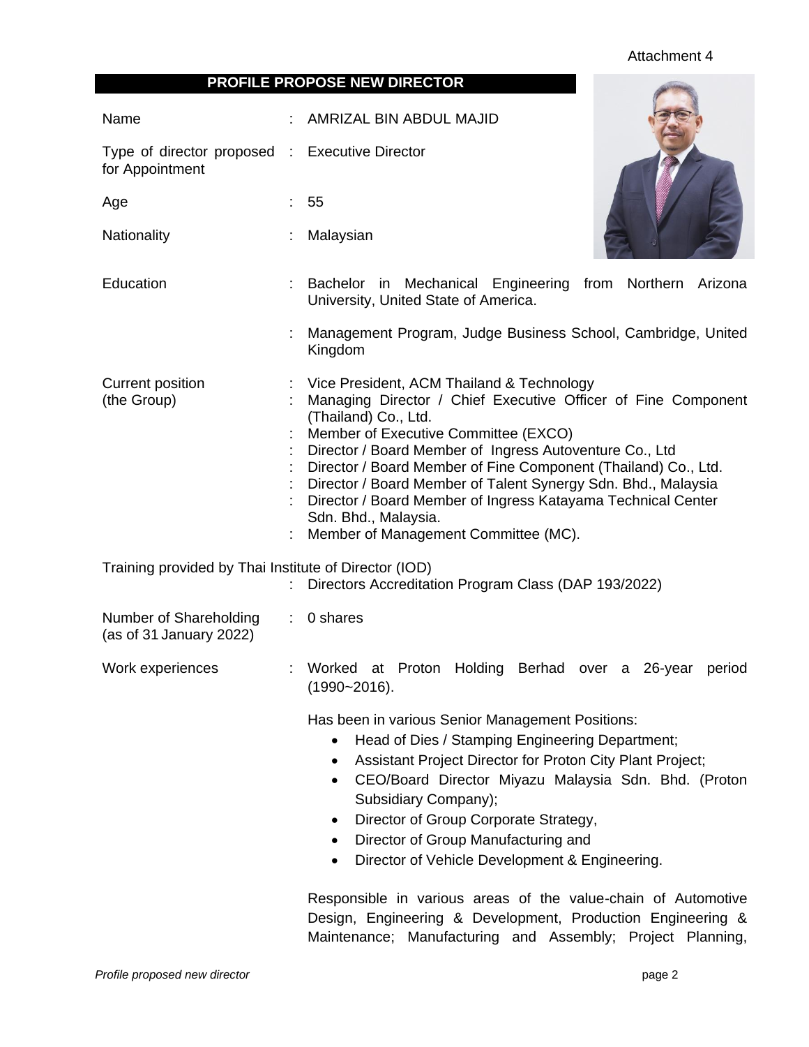Attachment 4

## PROFILE PROPOSE NEW DIRECTOR

| | | |
|---|---|---|
| Name | : | AMRIZAL BIN ABDUL MAJID |
| Type of director proposed for Appointment | : | Executive Director |
| Age | : | 55 |
| Nationality | : | Malaysian |
| Education | : | Bachelor in Mechanical Engineering from Northern Arizona University, United State of America. |
| | : | Management Program, Judge Business School, Cambridge, United Kingdom |
| Current position (the Group) | : | Vice President, ACM Thailand & Technology |
| | : | Managing Director / Chief Executive Officer of Fine Component (Thailand) Co., Ltd. |
| | : | Member of Executive Committee (EXCO) |
| | : | Director / Board Member of Ingress Autoventure Co., Ltd |
| | : | Director / Board Member of Fine Component (Thailand) Co., Ltd. |
| | : | Director / Board Member of Talent Synergy Sdn. Bhd., Malaysia |
| | : | Director / Board Member of Ingress Katayama Technical Center Sdn. Bhd., Malaysia. |
| | : | Member of Management Committee (MC). |
| Training provided by Thai Institute of Director (IOD) | : | Directors Accreditation Program Class (DAP 193/2022) |
| Number of Shareholding (as of 31 January 2022) | : | 0 shares |
| Work experiences | : | Worked at Proton Holding Berhad over a 26-year period (1990~2016). |

Has been in various Senior Management Positions:

- Head of Dies / Stamping Engineering Department;
- Assistant Project Director for Proton City Plant Project;
- CEO/Board Director Miyazu Malaysia Sdn. Bhd. (Proton Subsidiary Company);
- Director of Group Corporate Strategy,
- Director of Group Manufacturing and
- Director of Vehicle Development & Engineering.

Responsible in various areas of the value-chain of Automotive Design, Engineering & Development, Production Engineering & Maintenance; Manufacturing and Assembly; Project Planning,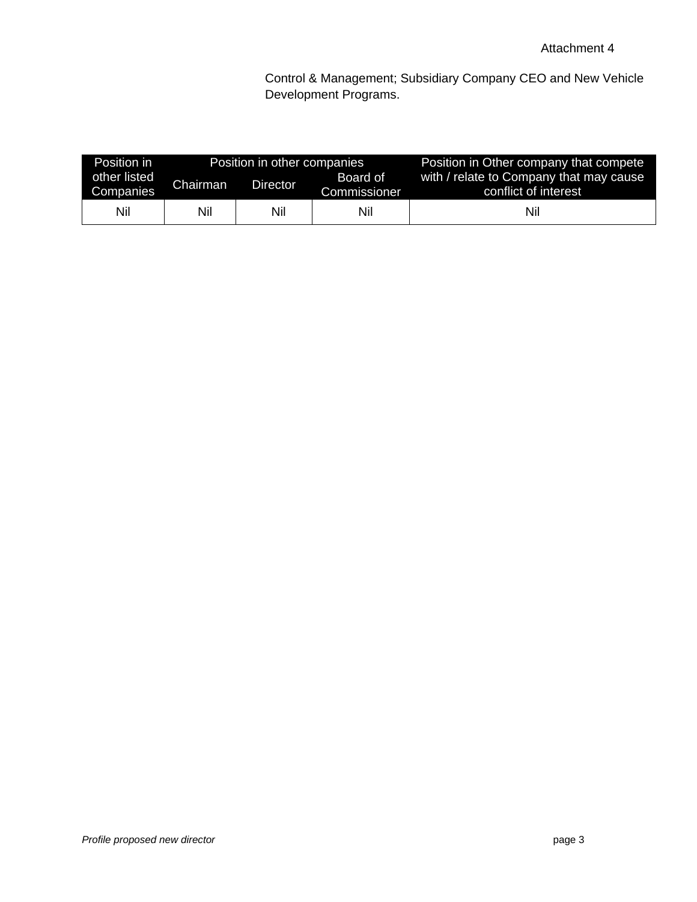Attachment 4

Control & Management; Subsidiary Company CEO and New Vehicle Development Programs.

| Position in other listed Companies | Position in other companies | | | Position in Other company that compete with / relate to Company that may cause conflict of interest |
|---|---|---|---|---|
| | Chairman | Director | Board of Commissioner | |
| Nil | Nil | Nil | Nil | Nil |